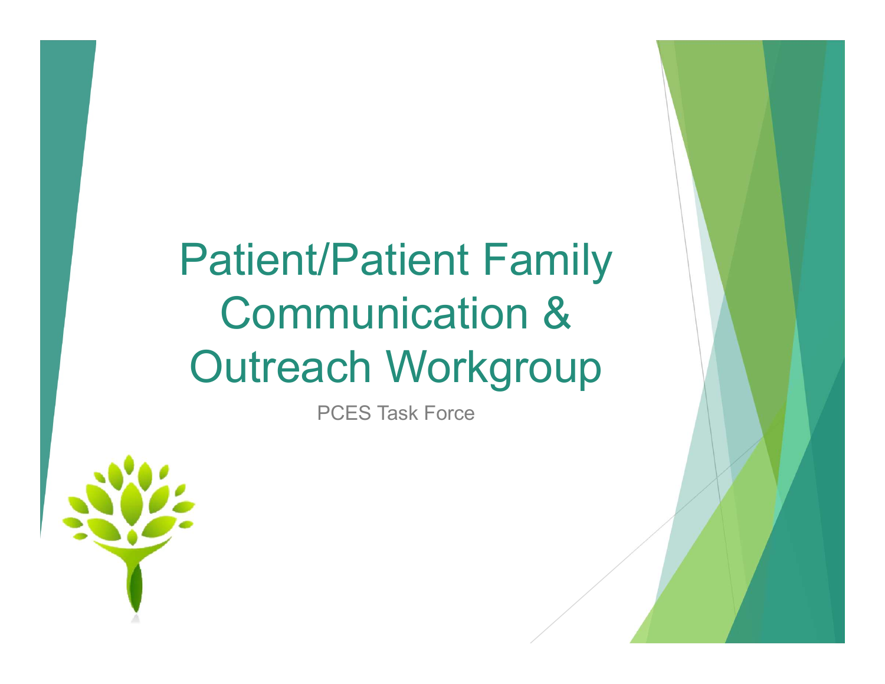# Patient/Patient Family Communication & Outreach Workgroup

PCES Task Force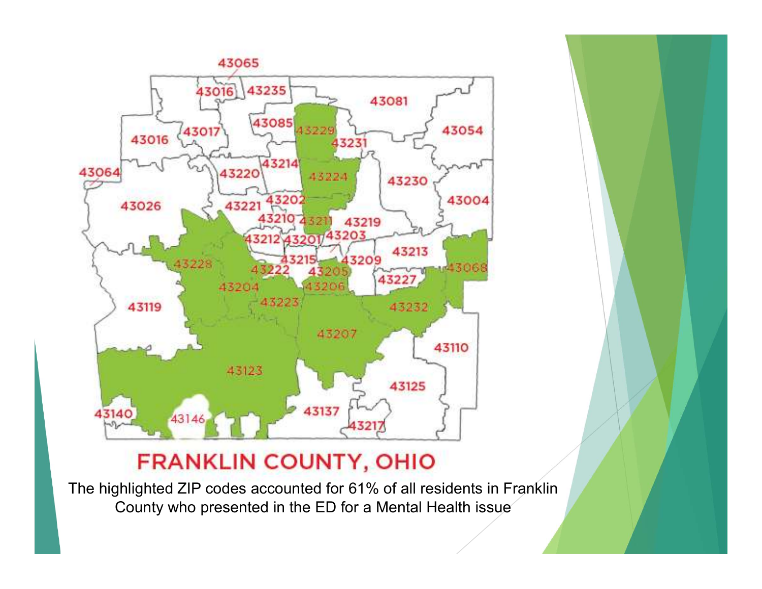FRANKLIN COUNTY, OHIO

The highlighted ZIP codes accounted for 61% of all residents in Franklin County who presented in the ED for a Mental Health issue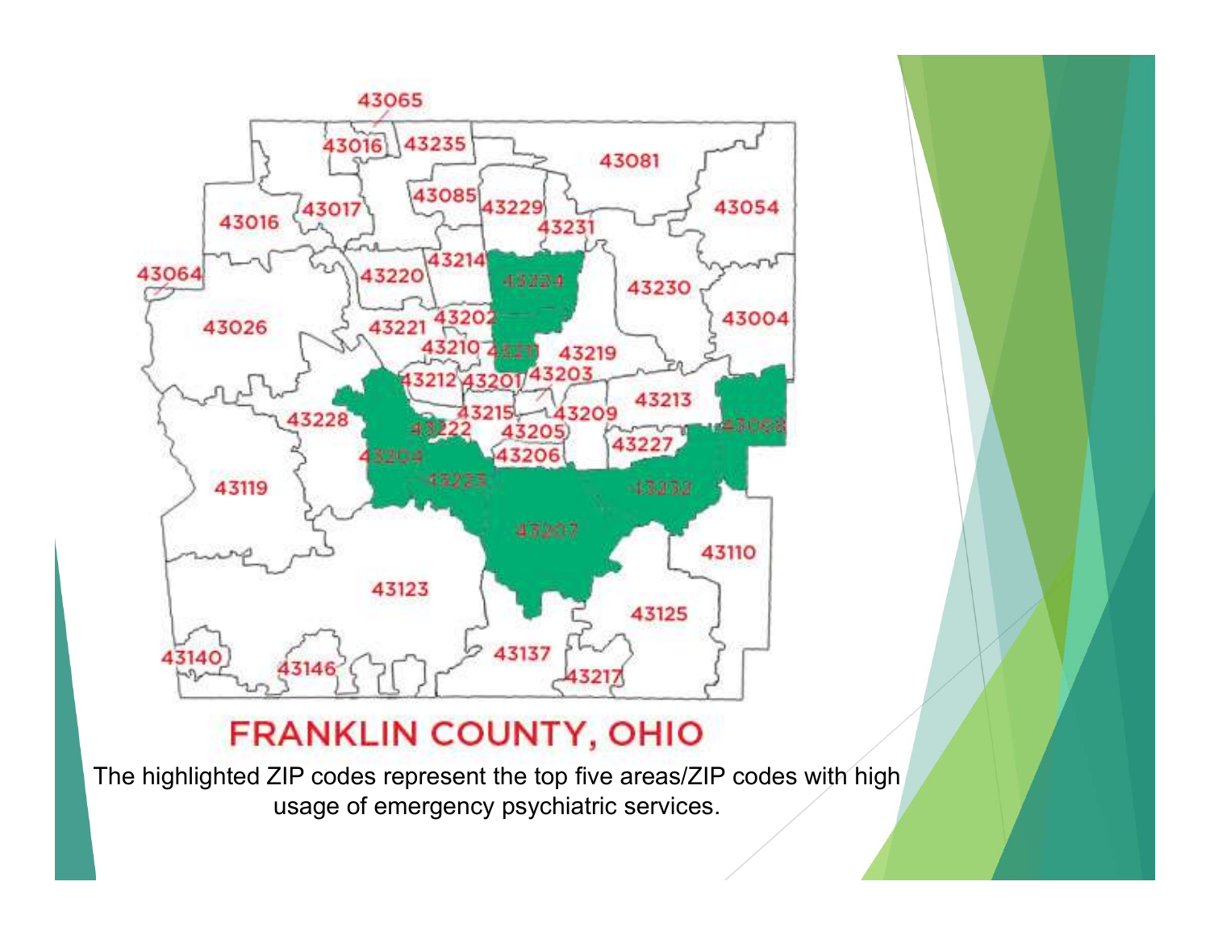FRANKLIN COUNTY, OHIO

The highlighted ZIP codes represent the top five areas/ZIP codes with high usage of emergency psychiatric services.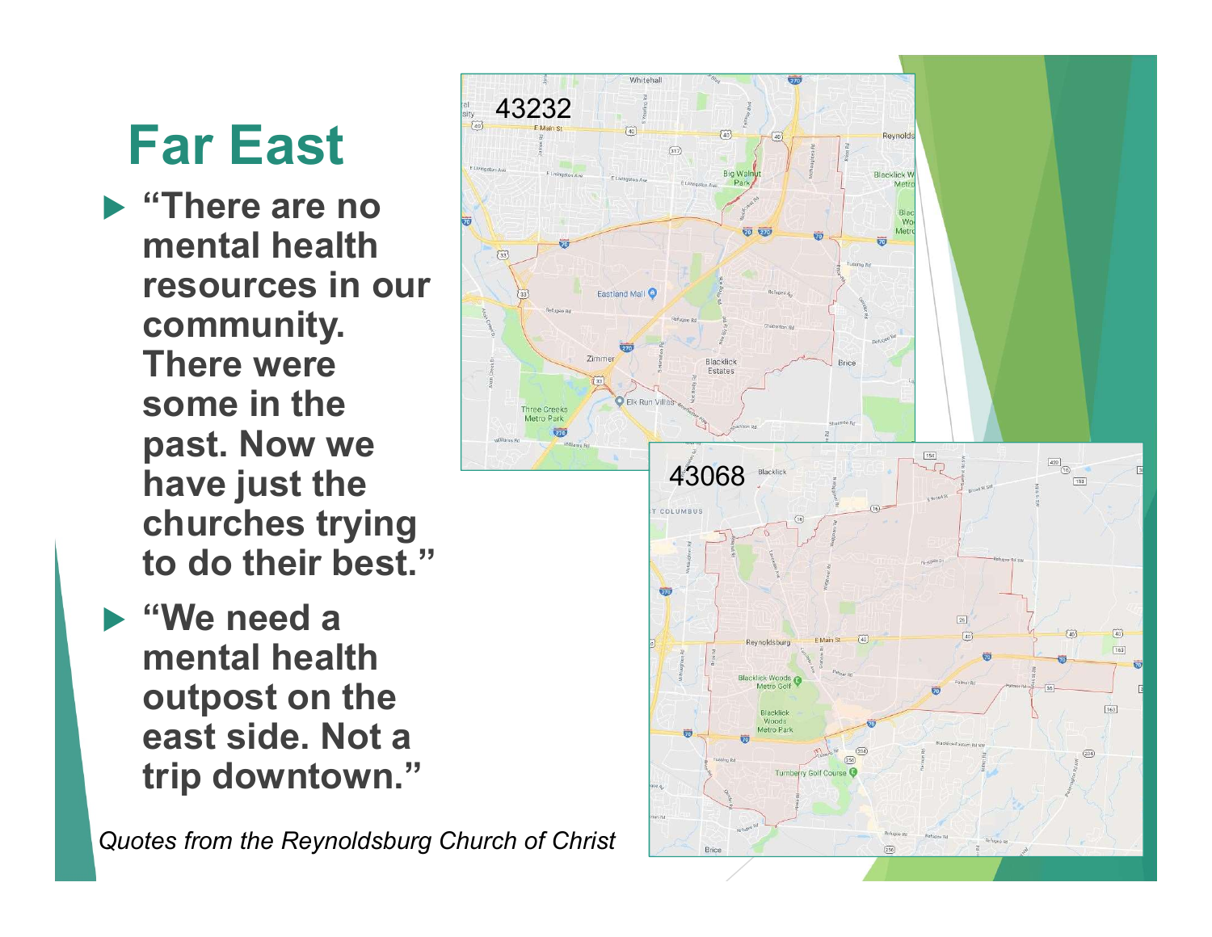# Far East

- **"There are no mental health resources in our community. There were some in the past. Now we have just the churches trying to do their best."**
- **"We need a mental health outpost on the east side. Not a trip downtown."**

43232

43068

*Quotes from the Reynoldsburg Church of Christ*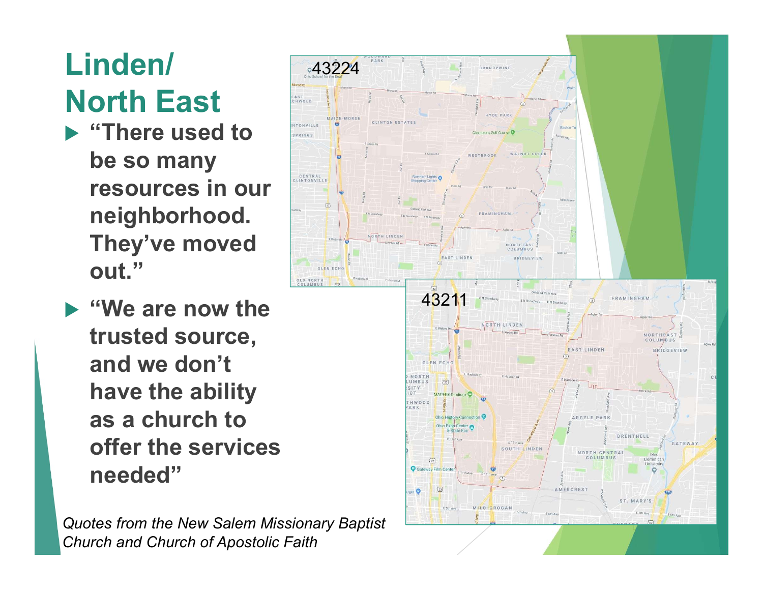# Linden/ North East

- **"There used to be so many resources in our neighborhood. They've moved out."**
- **"We are now the trusted source, and we don't have the ability as a church to offer the services needed"**

43224

43211

*Quotes from the New Salem Missionary Baptist Church and Church of Apostolic Faith*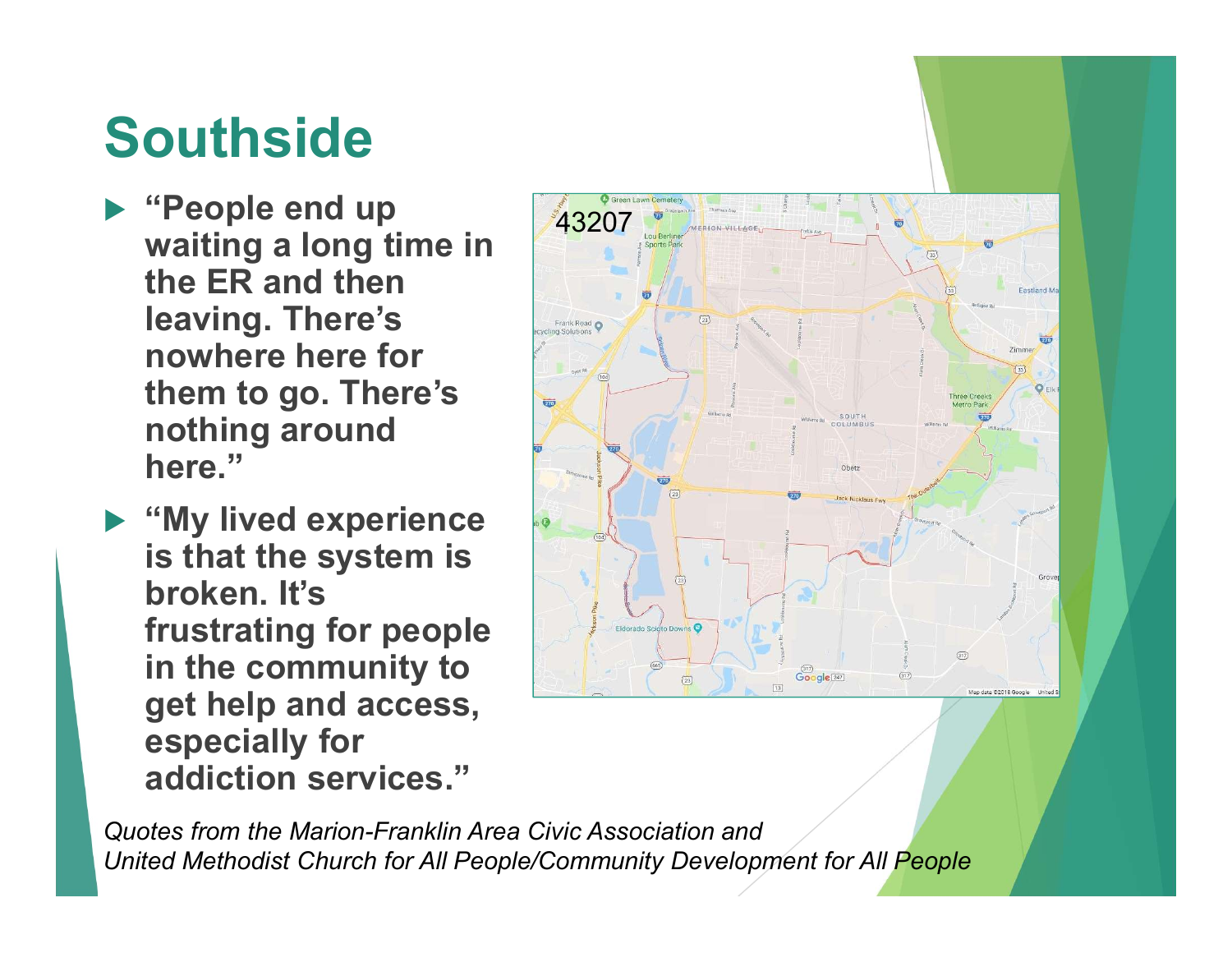# Southside

- **"People end up waiting a long time in the ER and then leaving. There's nowhere here for them to go. There's nothing around here."**
- **"My lived experience is that the system is broken. It's frustrating for people in the community to get help and access, especially for addiction services."**

43207

*Quotes from the Marion-Franklin Area Civic Association and United Methodist Church for All People/Community Development for All People*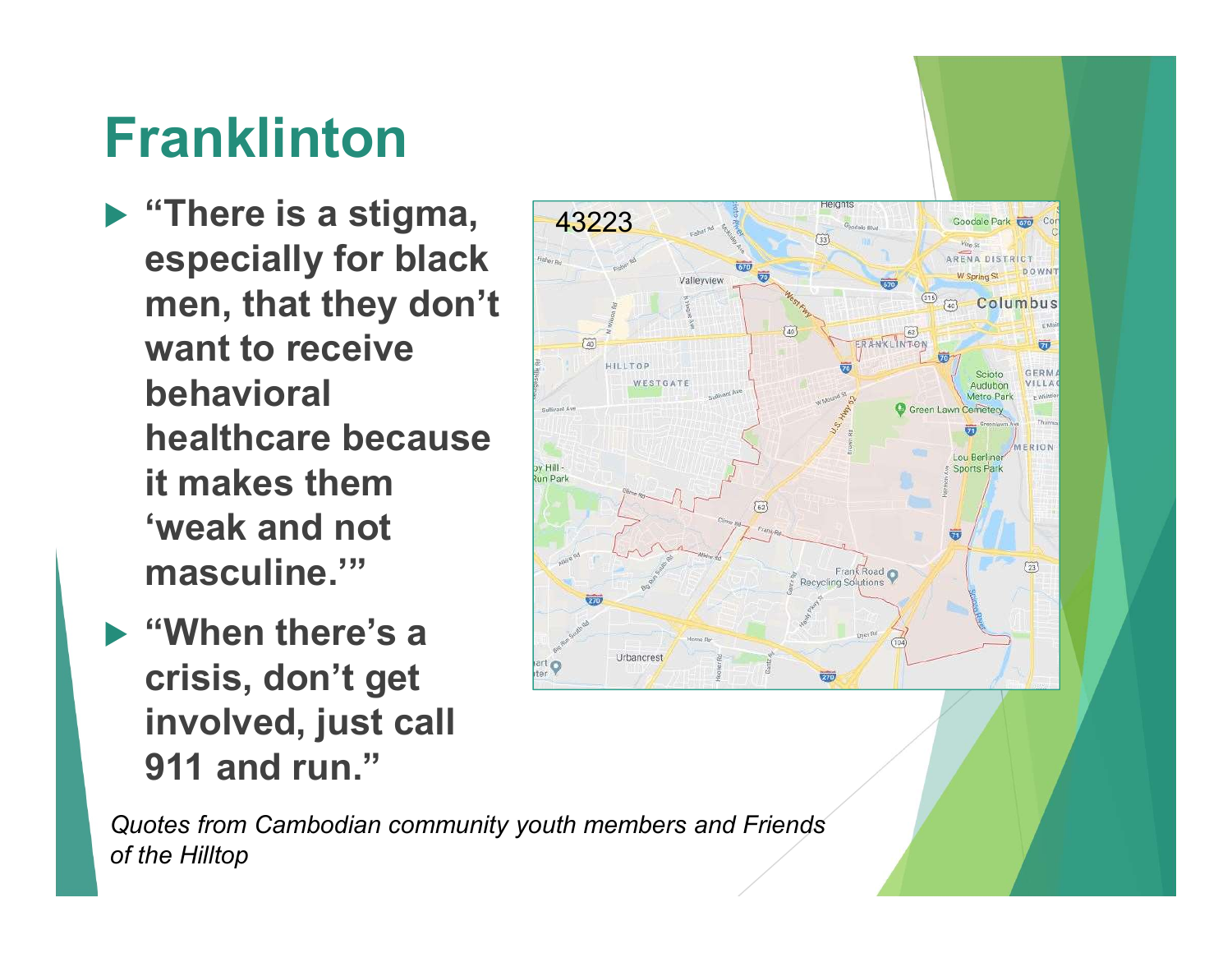# Franklinton

- **"There is a stigma, especially for black men, that they don't want to receive behavioral healthcare because it makes them 'weak and not masculine.'"**
- **"When there's a crisis, don't get involved, just call 911 and run."**

*Quotes from Cambodian community youth members and Friends of the Hilltop*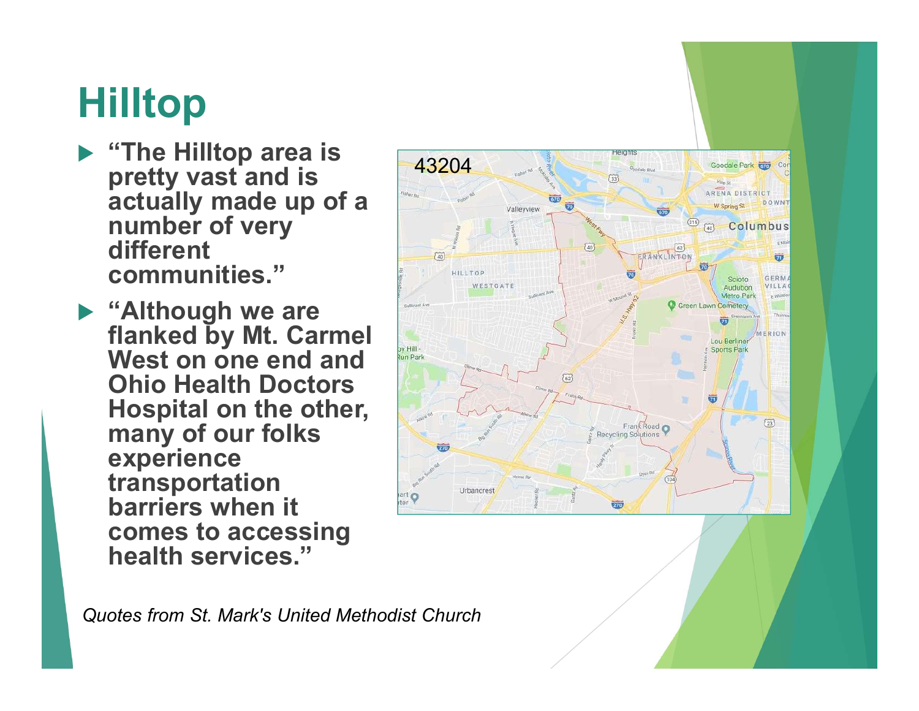# Hilltop

- **"The Hilltop area is pretty vast and is actually made up of a number of very different communities."**
- **"Although we are flanked by Mt. Carmel West on one end and Ohio Health Doctors Hospital on the other, many of our folks experience transportation barriers when it comes to accessing health services."**

43204

*Quotes from St. Mark's United Methodist Church*